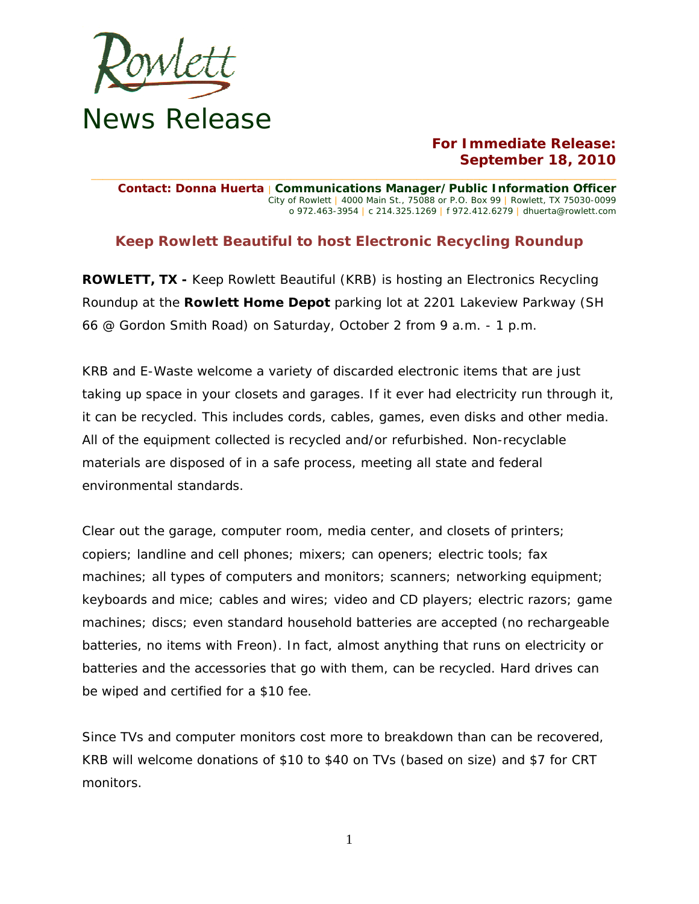Rowlett

# News Release

**For Immediate Release:**
**September 18, 2010**

**Contact: Donna Huerta** | **Communications Manager/Public Information Officer**
City of Rowlett | 4000 Main St., 75088 or P.O. Box 99 | Rowlett, TX 75030-0099
o 972.463-3954 | c 214.325.1269 | f 972.412.6279 | dhuerta@rowlett.com

## Keep Rowlett Beautiful to host Electronic Recycling Roundup

**ROWLETT, TX -** Keep Rowlett Beautiful (KRB) is hosting an Electronics Recycling Roundup at the **Rowlett Home Depot** parking lot at 2201 Lakeview Parkway (SH 66 @ Gordon Smith Road) on Saturday, October 2 from 9 a.m. - 1 p.m.

KRB and E-Waste welcome a variety of discarded electronic items that are just taking up space in your closets and garages. If it ever had electricity run through it, it can be recycled. This includes cords, cables, games, even disks and other media. All of the equipment collected is recycled and/or refurbished. Non-recyclable materials are disposed of in a safe process, meeting all state and federal environmental standards.

Clear out the garage, computer room, media center, and closets of printers; copiers; landline and cell phones; mixers; can openers; electric tools; fax machines; all types of computers and monitors; scanners; networking equipment; keyboards and mice; cables and wires; video and CD players; electric razors; game machines; discs; even standard household batteries are accepted (no rechargeable batteries, no items with Freon). In fact, almost anything that runs on electricity or batteries and the accessories that go with them, can be recycled. Hard drives can be wiped and certified for a $10 fee.

Since TVs and computer monitors cost more to breakdown than can be recovered, KRB will welcome donations of $10 to $40 on TVs (based on size) and $7 for CRT monitors.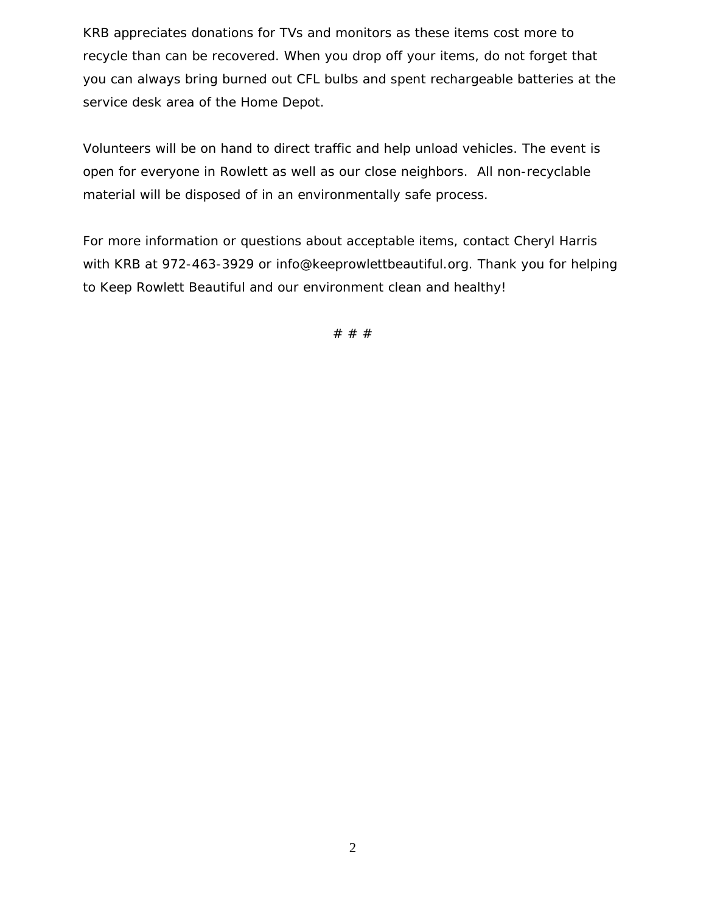KRB appreciates donations for TVs and monitors as these items cost more to recycle than can be recovered. When you drop off your items, do not forget that you can always bring burned out CFL bulbs and spent rechargeable batteries at the service desk area of the Home Depot.

Volunteers will be on hand to direct traffic and help unload vehicles. The event is open for everyone in Rowlett as well as our close neighbors. All non-recyclable material will be disposed of in an environmentally safe process.

For more information or questions about acceptable items, contact Cheryl Harris with KRB at 972-463-3929 or info@keeprowlettbeautiful.org. Thank you for helping to Keep Rowlett Beautiful and our environment clean and healthy!

# # #